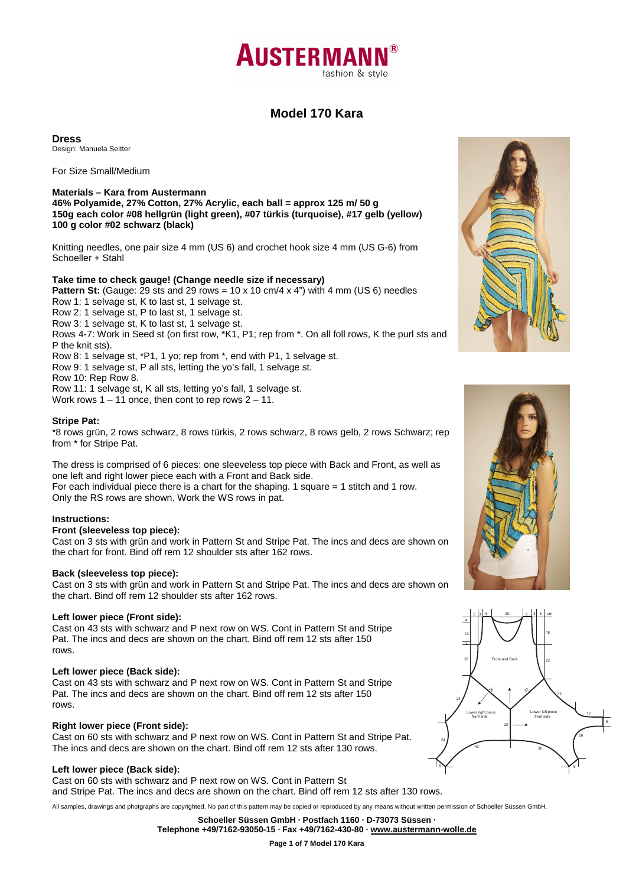# Model 170 Kara

## Dress

Design: Manuela Seitter

For Size Small/Medium

**Materials – Kara from Austermann**
**46% Polyamide, 27% Cotton, 27% Acrylic, each ball = approx 125 m/ 50 g**
**150g each color #08 hellgrün (light green), #07 türkis (turquoise), #17 gelb (yellow)**
**100 g color #02 schwarz (black)**

Knitting needles, one pair size 4 mm (US 6) and crochet hook size 4 mm (US G-6) from Schoeller + Stahl

**Take time to check gauge! (Change needle size if necessary)**
**Pattern St:** (Gauge: 29 sts and 29 rows = 10 x 10 cm/4 x 4") with 4 mm (US 6) needles
Row 1: 1 selvage st, K to last st, 1 selvage st.
Row 2: 1 selvage st, P to last st, 1 selvage st.
Row 3: 1 selvage st, K to last st, 1 selvage st.
Rows 4-7: Work in Seed st (on first row, *K1, P1; rep from *. On all foll rows, K the purl sts and P the knit sts).
Row 8: 1 selvage st, *P1, 1 yo; rep from *, end with P1, 1 selvage st.
Row 9: 1 selvage st, P all sts, letting the yo's fall, 1 selvage st.
Row 10: Rep Row 8.
Row 11: 1 selvage st, K all sts, letting yo's fall, 1 selvage st.
Work rows 1 – 11 once, then cont to rep rows 2 – 11.

**Stripe Pat:**
*8 rows grün, 2 rows schwarz, 8 rows türkis, 2 rows schwarz, 8 rows gelb, 2 rows Schwarz; rep from * for Stripe Pat.

The dress is comprised of 6 pieces: one sleeveless top piece with Back and Front, as well as one left and right lower piece each with a Front and Back side.
For each individual piece there is a chart for the shaping. 1 square = 1 stitch and 1 row.
Only the RS rows are shown. Work the WS rows in pat.

### Instructions:

**Front (sleeveless top piece):**
Cast on 3 sts with grün and work in Pattern St and Stripe Pat. The incs and decs are shown on the chart for front. Bind off rem 12 shoulder sts after 162 rows.

**Back (sleeveless top piece):**
Cast on 3 sts with grün and work in Pattern St and Stripe Pat. The incs and decs are shown on the chart. Bind off rem 12 shoulder sts after 162 rows.

**Left lower piece (Front side):**
Cast on 43 sts with schwarz and P next row on WS. Cont in Pattern St and Stripe Pat. The incs and decs are shown on the chart. Bind off rem 12 sts after 150 rows.

**Left lower piece (Back side):**
Cast on 43 sts with schwarz and P next row on WS. Cont in Pattern St and Stripe Pat. The incs and decs are shown on the chart. Bind off rem 12 sts after 150 rows.

**Right lower piece (Front side):**
Cast on 60 sts with schwarz and P next row on WS. Cont in Pattern St and Stripe Pat. The incs and decs are shown on the chart. Bind off rem 12 sts after 130 rows.

**Left lower piece (Back side):**
Cast on 60 sts with schwarz and P next row on WS. Cont in Pattern St and Stripe Pat. The incs and decs are shown on the chart. Bind off rem 12 sts after 130 rows.

All samples, drawings and photgraphs are copyrighted. No part of this pattern may be copied or reproduced by any means without written permission of Schoeller Süssen GmbH.

**Schoeller Süssen GmbH · Postfach 1160 · D-73073 Süssen ·**
**Telephone +49/7162-93050-15 · Fax +49/7162-430-80 · www.austermann-wolle.de**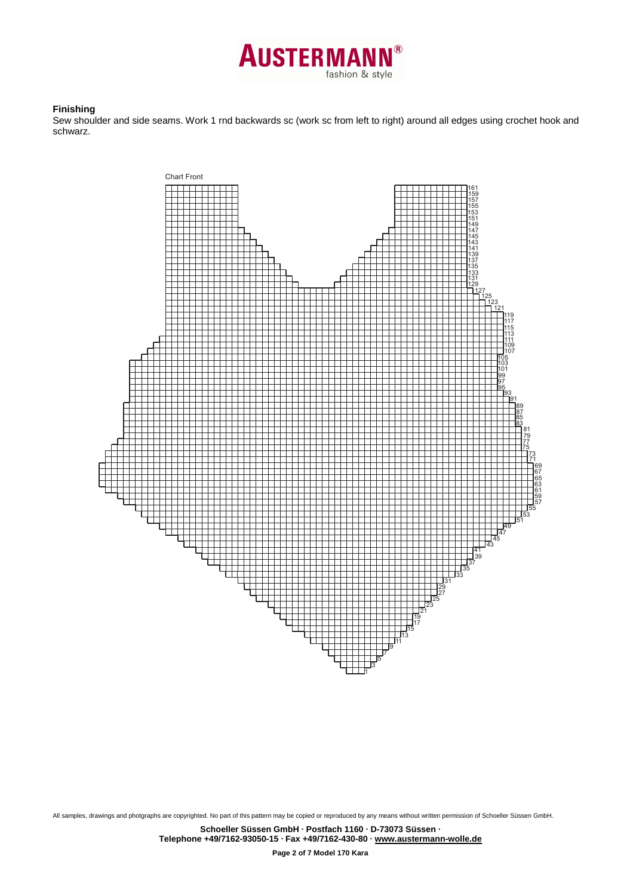### Finishing

Sew shoulder and side seams. Work 1 rnd backwards sc (work sc from left to right) around all edges using crochet hook and schwarz.

Chart Front

All samples, drawings and photgraphs are copyrighted. No part of this pattern may be copied or reproduced by any means without written permission of Schoeller Süssen GmbH.

**Schoeller Süssen GmbH · Postfach 1160 · D-73073 Süssen ·**
**Telephone +49/7162-93050-15 · Fax +49/7162-430-80 · www.austermann-wolle.de**

**Page 2 of 7 Model 170 Kara**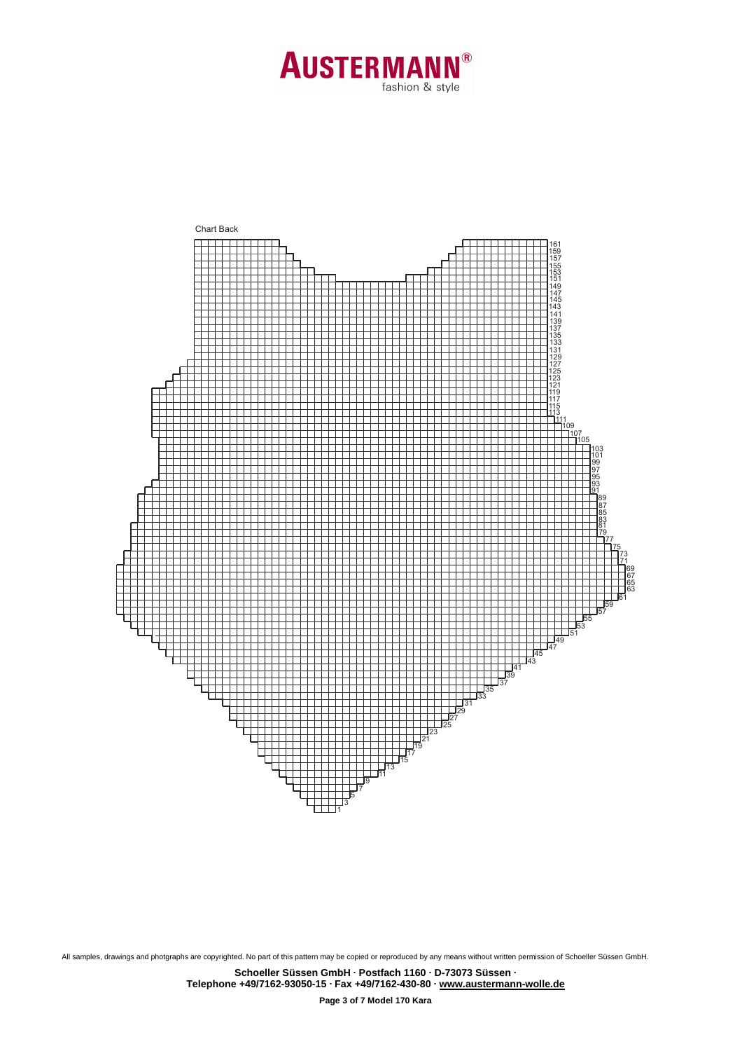Chart Back

161
159
157
155
153
151
149
147
145
143
141
139
137
135
133
131
129
127
125
123
121
119
117
115
113
111
109
107
105
103
101
99
97
95
93
91
89
87
85
83
81
79
77
75
73
71
69
67
65
63
61
59
57
55
53
51
49
47
45
43
41
39
37
35
33
31
29
27
25
23
21
19
17
15
13
11
9
7
5
3
1

All samples, drawings and photgraphs are copyrighted. No part of this pattern may be copied or reproduced by any means without written permission of Schoeller Süssen GmbH.

**Schoeller Süssen GmbH · Postfach 1160 · D-73073 Süssen ·**
**Telephone +49/7162-93050-15 · Fax +49/7162-430-80 · www.austermann-wolle.de**

**Model 170 Kara**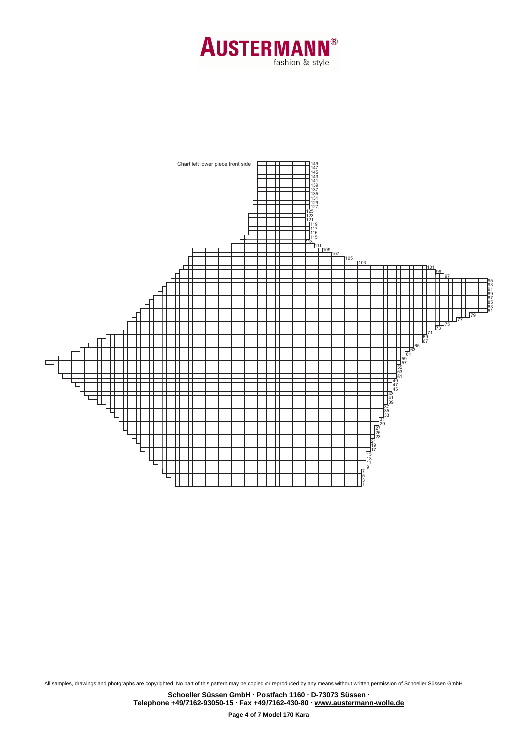Chart left lower piece front side

All samples, drawings and photgraphs are copyrighted. No part of this pattern may be copied or reproduced by any means without written permission of Schoeller Süssen GmbH.

**Schoeller Süssen GmbH · Postfach 1160 · D-73073 Süssen ·**
**Telephone +49/7162-93050-15 · Fax +49/7162-430-80 · www.austermann-wolle.de**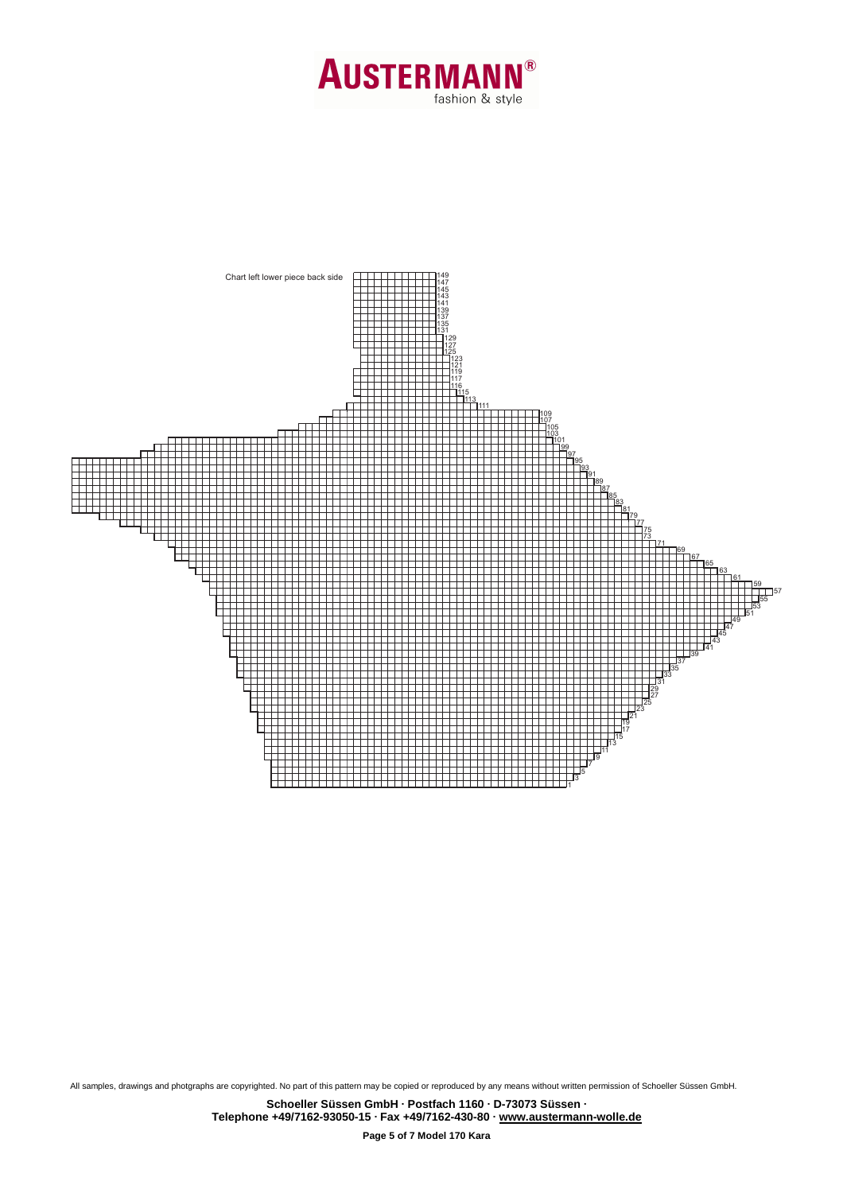Chart left lower piece back side

1
3
5
7
9
11
13
15
17
19
21
23
25
27
29
31
33
35
37
39
41
43
45
47
49
51
53
55
57
59
61
63
65
67
69
71
73
75
77
79
81
83
85
87
89
91
93
95
97
99
101
103
105
107
109
111
113
115
116
117
119
121
123
125
127
129
131
135
137
139
141
143
145
147
149

All samples, drawings and photgraphs are copyrighted. No part of this pattern may be copied or reproduced by any means without written permission of Schoeller Süssen GmbH.

**Schoeller Süssen GmbH · Postfach 1160 · D-73073 Süssen ·**
**Telephone +49/7162-93050-15 · Fax +49/7162-430-80 · www.austermann-wolle.de**

**Model 170 Kara**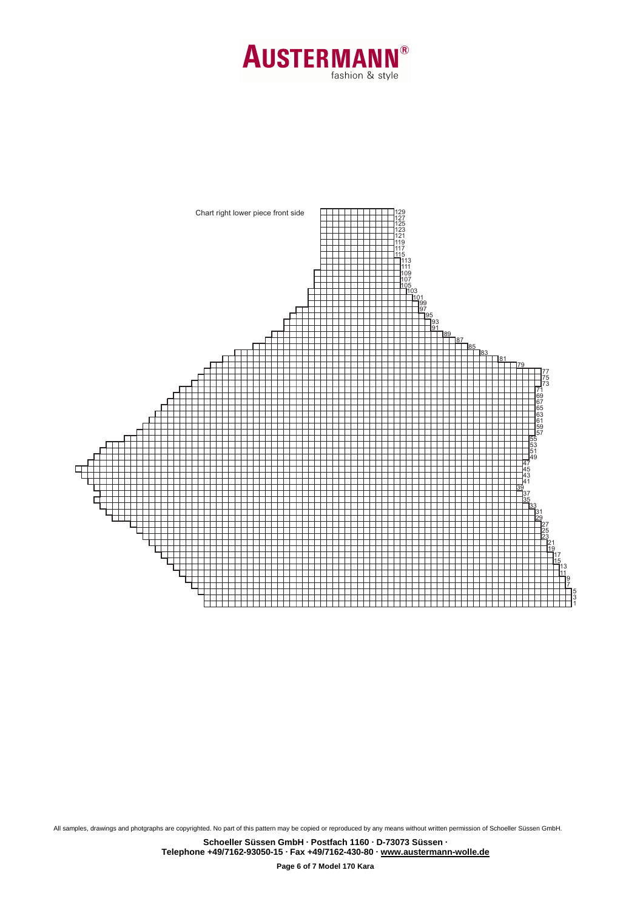Chart right lower piece front side

129
127
125
123
121
119
117
115
113
111
109
107
105
103
101
99
97
95
93
91
89
87
85
83
81
79
77
75
73
71
69
67
65
63
61
59
57
55
53
51
49
47
45
43
41
39
37
35
33
31
29
27
25
23
21
19
17
15
13
11
9
7
5
3
1

All samples, drawings and photgraphs are copyrighted. No part of this pattern may be copied or reproduced by any means without written permission of Schoeller Süssen GmbH.

**Schoeller Süssen GmbH · Postfach 1160 · D-73073 Süssen ·**
**Telephone +49/7162-93050-15 · Fax +49/7162-430-80 · www.austermann-wolle.de**

**Page 6 of 7 Model 170 Kara**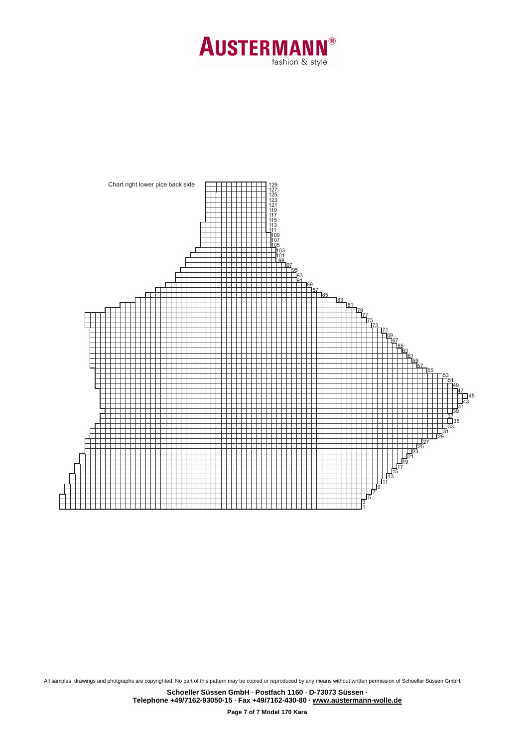Chart right lower pice back side

129
127
125
123
121
119
117
115
113
111
109
107
105
103
101
99
97
95
93
91
89
87
85
83
81
79
77
75
73
71
69
67
65
63
61
59
57
55
53
51
49
47
45
43
41
39
37
35
33
31
29
27
25
23
21
19
17
15
13
11
9
7
5
3
1

All samples, drawings and phtographs are copyrighted. No part of this pattern may be copied or reproduced by any means without written permission of Schoeller Süssen GmbH.

**Schoeller Süssen GmbH · Postfach 1160 · D-73073 Süssen ·**
**Telephone +49/7162-93050-15 · Fax +49/7162-430-80 · www.austermann-wolle.de**